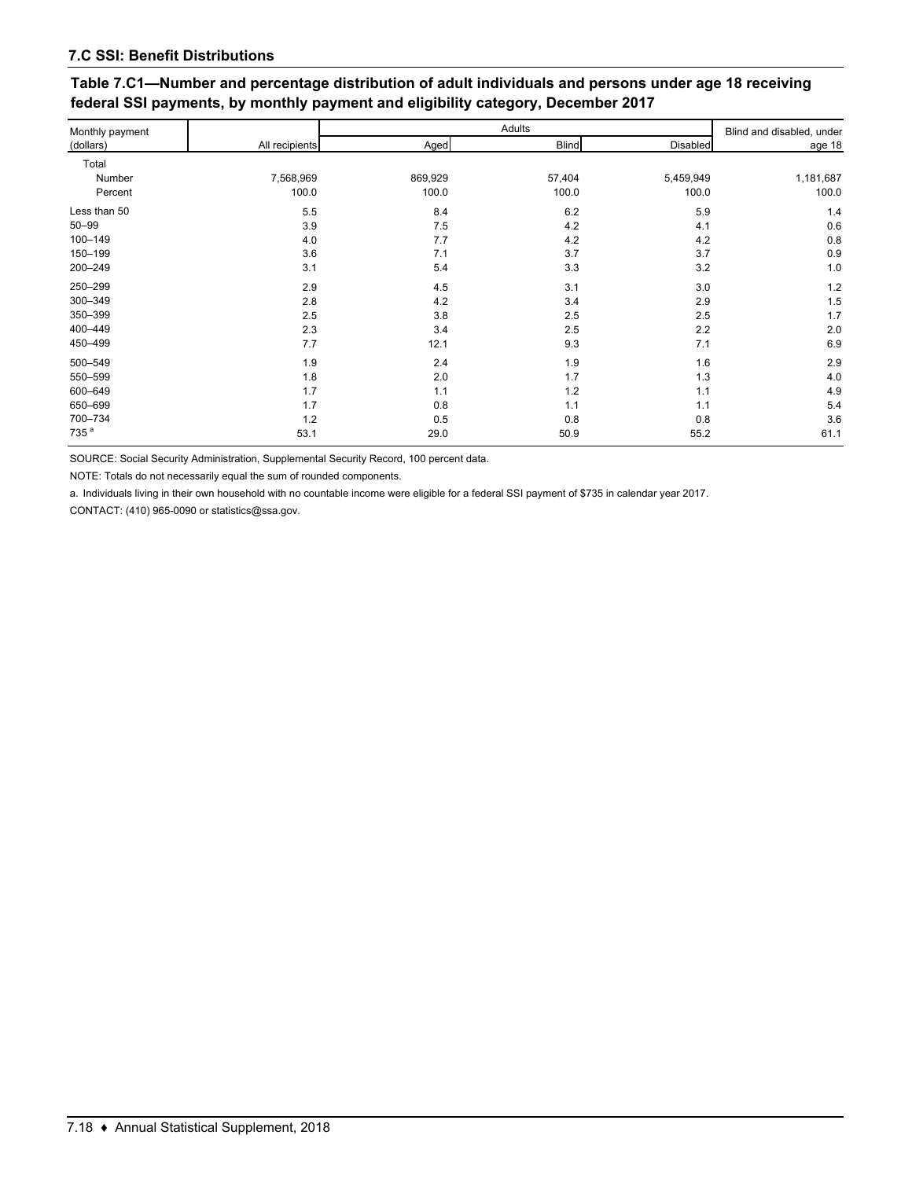## 7.C SSI: Benefit Distributions

### Table 7.C1—Number and percentage distribution of adult individuals and persons under age 18 receiving federal SSI payments, by monthly payment and eligibility category, December 2017

| Monthly payment (dollars) | All recipients | Adults | | | Blind and disabled, under age 18 |
|---|---|---|---|---|---|
| | | Aged | Blind | Disabled | |
| Total | | | | | |
| Number | 7,568,969 | 869,929 | 57,404 | 5,459,949 | 1,181,687 |
| Percent | 100.0 | 100.0 | 100.0 | 100.0 | 100.0 |
| Less than 50 | 5.5 | 8.4 | 6.2 | 5.9 | 1.4 |
| 50–99 | 3.9 | 7.5 | 4.2 | 4.1 | 0.6 |
| 100–149 | 4.0 | 7.7 | 4.2 | 4.2 | 0.8 |
| 150–199 | 3.6 | 7.1 | 3.7 | 3.7 | 0.9 |
| 200–249 | 3.1 | 5.4 | 3.3 | 3.2 | 1.0 |
| 250–299 | 2.9 | 4.5 | 3.1 | 3.0 | 1.2 |
| 300–349 | 2.8 | 4.2 | 3.4 | 2.9 | 1.5 |
| 350–399 | 2.5 | 3.8 | 2.5 | 2.5 | 1.7 |
| 400–449 | 2.3 | 3.4 | 2.5 | 2.2 | 2.0 |
| 450–499 | 7.7 | 12.1 | 9.3 | 7.1 | 6.9 |
| 500–549 | 1.9 | 2.4 | 1.9 | 1.6 | 2.9 |
| 550–599 | 1.8 | 2.0 | 1.7 | 1.3 | 4.0 |
| 600–649 | 1.7 | 1.1 | 1.2 | 1.1 | 4.9 |
| 650–699 | 1.7 | 0.8 | 1.1 | 1.1 | 5.4 |
| 700–734 | 1.2 | 0.5 | 0.8 | 0.8 | 3.6 |
| 735 [a] | 53.1 | 29.0 | 50.9 | 55.2 | 61.1 |

SOURCE: Social Security Administration, Supplemental Security Record, 100 percent data.

NOTE: Totals do not necessarily equal the sum of rounded components.

a. Individuals living in their own household with no countable income were eligible for a federal SSI payment of $735 in calendar year 2017.

CONTACT: (410) 965-0090 or statistics@ssa.gov.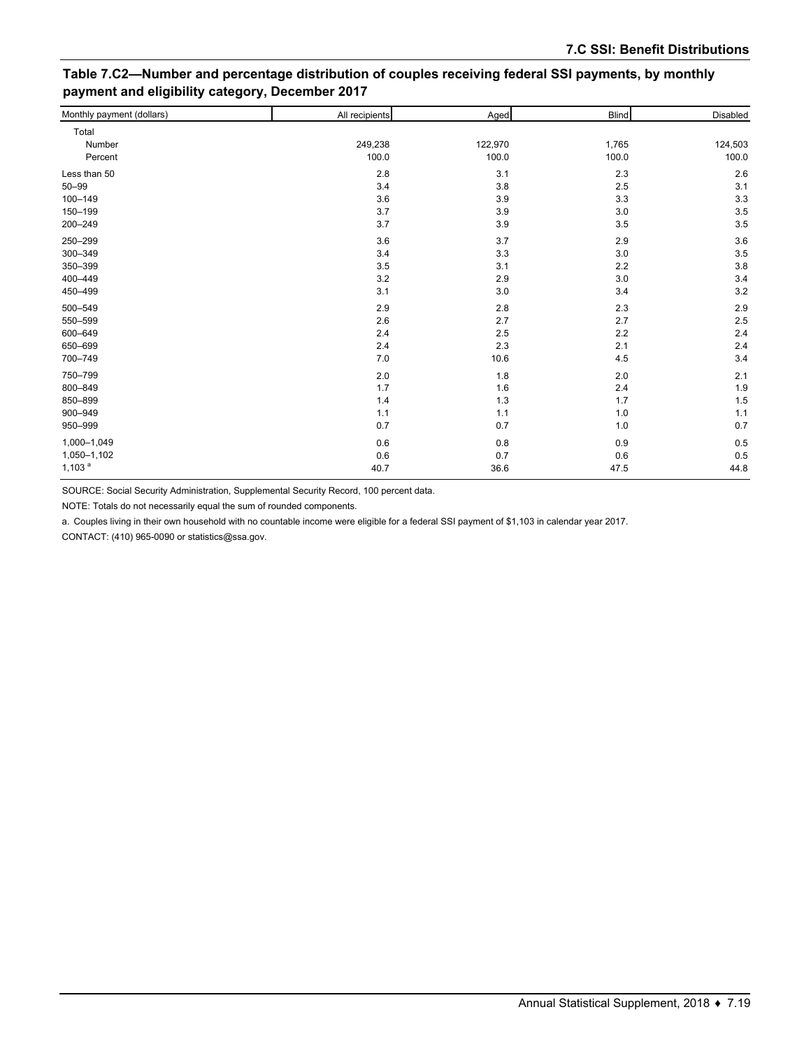## Table 7.C2—Number and percentage distribution of couples receiving federal SSI payments, by monthly payment and eligibility category, December 2017

| Monthly payment (dollars) | All recipients | Aged | Blind | Disabled |
|---|---|---|---|---|
| Total | | | | |
| Number | 249,238 | 122,970 | 1,765 | 124,503 |
| Percent | 100.0 | 100.0 | 100.0 | 100.0 |
| Less than 50 | 2.8 | 3.1 | 2.3 | 2.6 |
| 50–99 | 3.4 | 3.8 | 2.5 | 3.1 |
| 100–149 | 3.6 | 3.9 | 3.3 | 3.3 |
| 150–199 | 3.7 | 3.9 | 3.0 | 3.5 |
| 200–249 | 3.7 | 3.9 | 3.5 | 3.5 |
| 250–299 | 3.6 | 3.7 | 2.9 | 3.6 |
| 300–349 | 3.4 | 3.3 | 3.0 | 3.5 |
| 350–399 | 3.5 | 3.1 | 2.2 | 3.8 |
| 400–449 | 3.2 | 2.9 | 3.0 | 3.4 |
| 450–499 | 3.1 | 3.0 | 3.4 | 3.2 |
| 500–549 | 2.9 | 2.8 | 2.3 | 2.9 |
| 550–599 | 2.6 | 2.7 | 2.7 | 2.5 |
| 600–649 | 2.4 | 2.5 | 2.2 | 2.4 |
| 650–699 | 2.4 | 2.3 | 2.1 | 2.4 |
| 700–749 | 7.0 | 10.6 | 4.5 | 3.4 |
| 750–799 | 2.0 | 1.8 | 2.0 | 2.1 |
| 800–849 | 1.7 | 1.6 | 2.4 | 1.9 |
| 850–899 | 1.4 | 1.3 | 1.7 | 1.5 |
| 900–949 | 1.1 | 1.1 | 1.0 | 1.1 |
| 950–999 | 0.7 | 0.7 | 1.0 | 0.7 |
| 1,000–1,049 | 0.6 | 0.8 | 0.9 | 0.5 |
| 1,050–1,102 | 0.6 | 0.7 | 0.6 | 0.5 |
| 1,103 [a] | 40.7 | 36.6 | 47.5 | 44.8 |

SOURCE: Social Security Administration, Supplemental Security Record, 100 percent data.

NOTE: Totals do not necessarily equal the sum of rounded components.

a. Couples living in their own household with no countable income were eligible for a federal SSI payment of $1,103 in calendar year 2017.

CONTACT: (410) 965-0090 or statistics@ssa.gov.